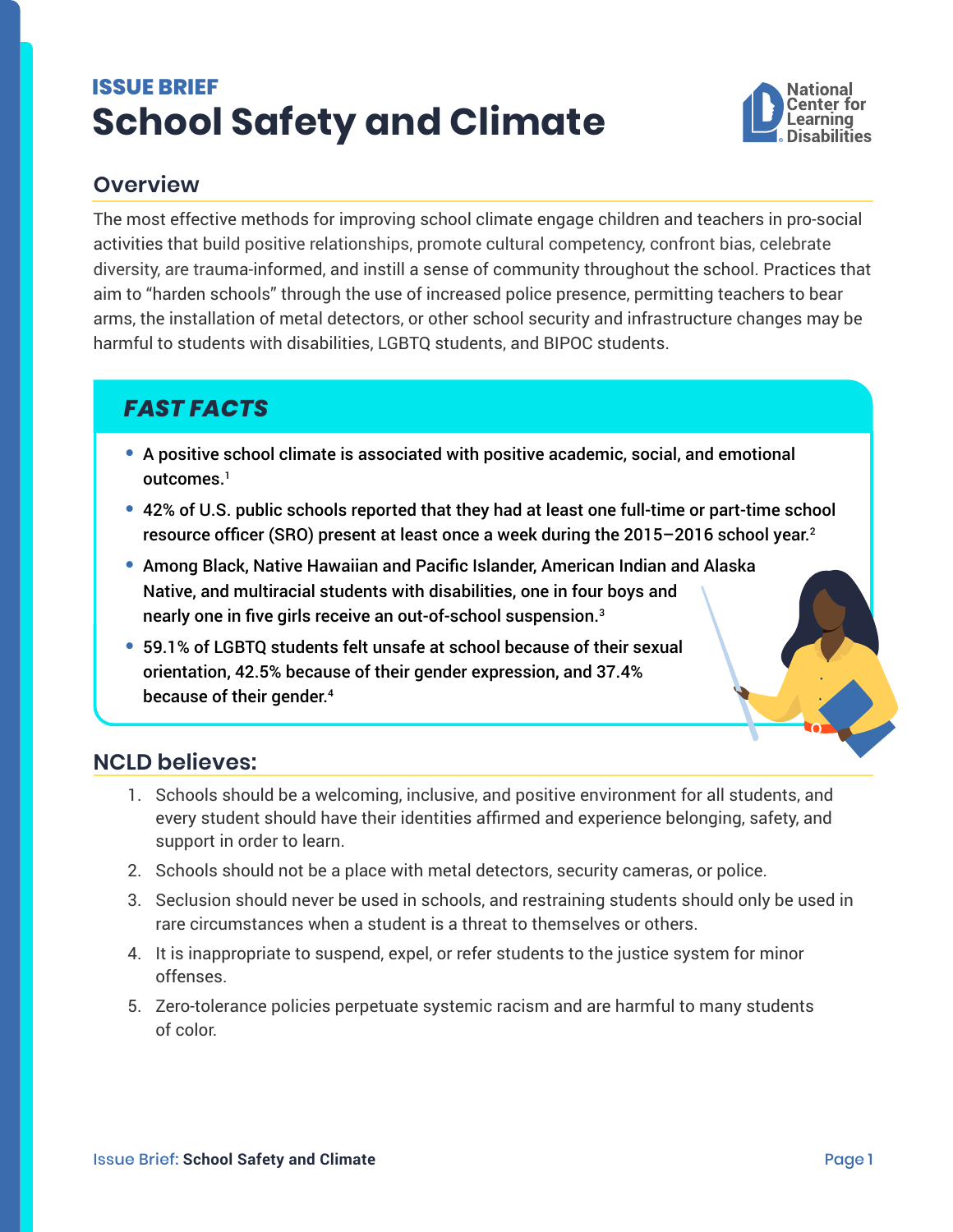**ISSUE BRIEF**

# School Safety and Climate

National Center for Learning Disabilities

## Overview

The most effective methods for improving school climate engage children and teachers in pro-social activities that build positive relationships, promote cultural competency, confront bias, celebrate diversity, are trauma-informed, and instill a sense of community throughout the school. Practices that aim to "harden schools" through the use of increased police presence, permitting teachers to bear arms, the installation of metal detectors, or other school security and infrastructure changes may be harmful to students with disabilities, LGBTQ students, and BIPOC students.

## *FAST FACTS*

- A positive school climate is associated with positive academic, social, and emotional outcomes.[1]
- 42% of U.S. public schools reported that they had at least one full-time or part-time school resource officer (SRO) present at least once a week during the 2015–2016 school year.[2]
- Among Black, Native Hawaiian and Pacific Islander, American Indian and Alaska Native, and multiracial students with disabilities, one in four boys and nearly one in five girls receive an out-of-school suspension.[3]
- 59.1% of LGBTQ students felt unsafe at school because of their sexual orientation, 42.5% because of their gender expression, and 37.4% because of their gender.[4]

## NCLD believes:

1. Schools should be a welcoming, inclusive, and positive environment for all students, and every student should have their identities affirmed and experience belonging, safety, and support in order to learn.
2. Schools should not be a place with metal detectors, security cameras, or police.
3. Seclusion should never be used in schools, and restraining students should only be used in rare circumstances when a student is a threat to themselves or others.
4. It is inappropriate to suspend, expel, or refer students to the justice system for minor offenses.
5. Zero-tolerance policies perpetuate systemic racism and are harmful to many students of color.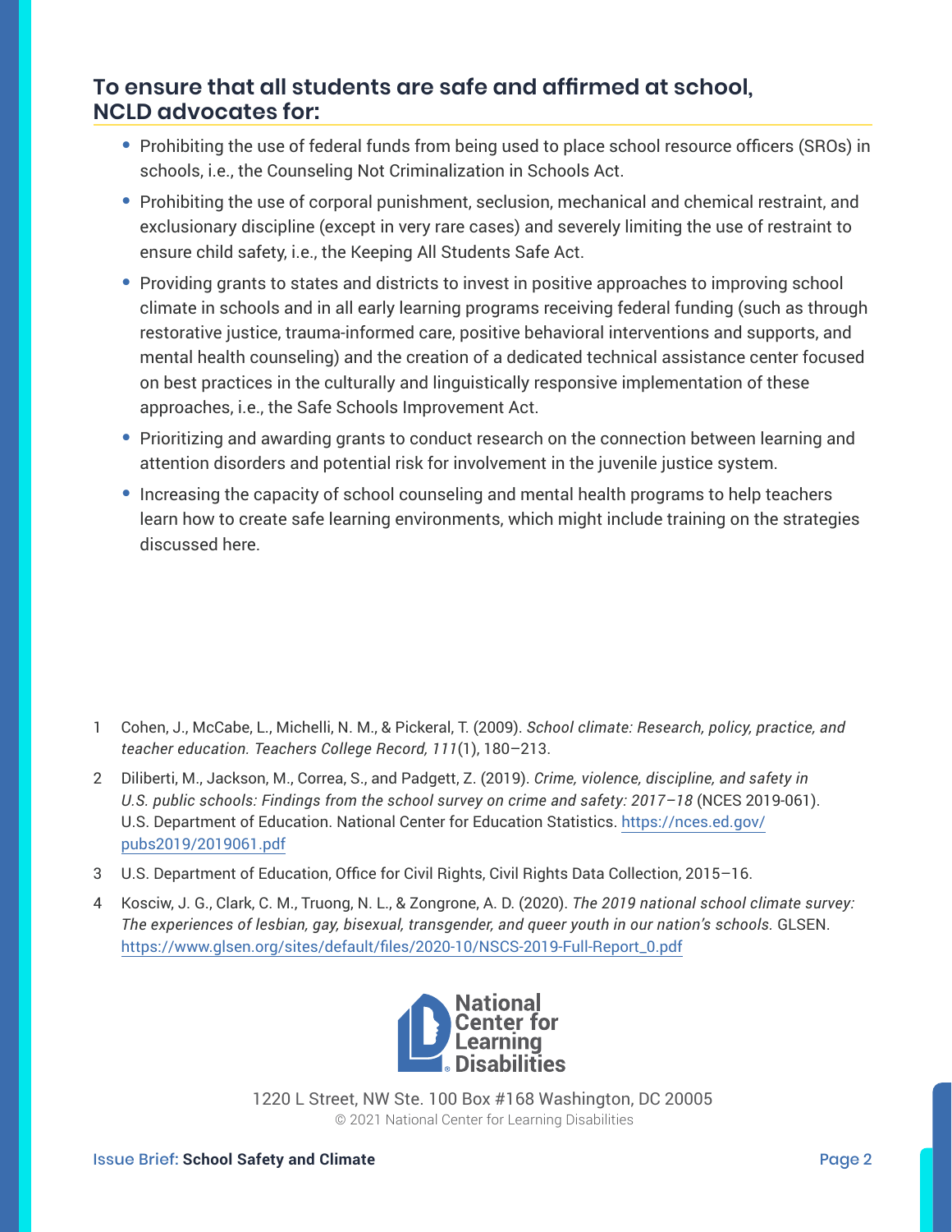## To ensure that all students are safe and affirmed at school, NCLD advocates for:

- Prohibiting the use of federal funds from being used to place school resource officers (SROs) in schools, i.e., the Counseling Not Criminalization in Schools Act.
- Prohibiting the use of corporal punishment, seclusion, mechanical and chemical restraint, and exclusionary discipline (except in very rare cases) and severely limiting the use of restraint to ensure child safety, i.e., the Keeping All Students Safe Act.
- Providing grants to states and districts to invest in positive approaches to improving school climate in schools and in all early learning programs receiving federal funding (such as through restorative justice, trauma-informed care, positive behavioral interventions and supports, and mental health counseling) and the creation of a dedicated technical assistance center focused on best practices in the culturally and linguistically responsive implementation of these approaches, i.e., the Safe Schools Improvement Act.
- Prioritizing and awarding grants to conduct research on the connection between learning and attention disorders and potential risk for involvement in the juvenile justice system.
- Increasing the capacity of school counseling and mental health programs to help teachers learn how to create safe learning environments, which might include training on the strategies discussed here.

1 Cohen, J., McCabe, L., Michelli, N. M., & Pickeral, T. (2009). *School climate: Research, policy, practice, and teacher education. Teachers College Record, 111*(1), 180–213.

2 Diliberti, M., Jackson, M., Correa, S., and Padgett, Z. (2019). *Crime, violence, discipline, and safety in U.S. public schools: Findings from the school survey on crime and safety: 2017–18* (NCES 2019-061). U.S. Department of Education. National Center for Education Statistics. https://nces.ed.gov/pubs2019/2019061.pdf

3 U.S. Department of Education, Office for Civil Rights, Civil Rights Data Collection, 2015–16.

4 Kosciw, J. G., Clark, C. M., Truong, N. L., & Zongrone, A. D. (2020). *The 2019 national school climate survey: The experiences of lesbian, gay, bisexual, transgender, and queer youth in our nation's schools.* GLSEN. https://www.glsen.org/sites/default/files/2020-10/NSCS-2019-Full-Report_0.pdf

National Center for Learning Disabilities

1220 L Street, NW Ste. 100 Box #168 Washington, DC 20005

© 2021 National Center for Learning Disabilities